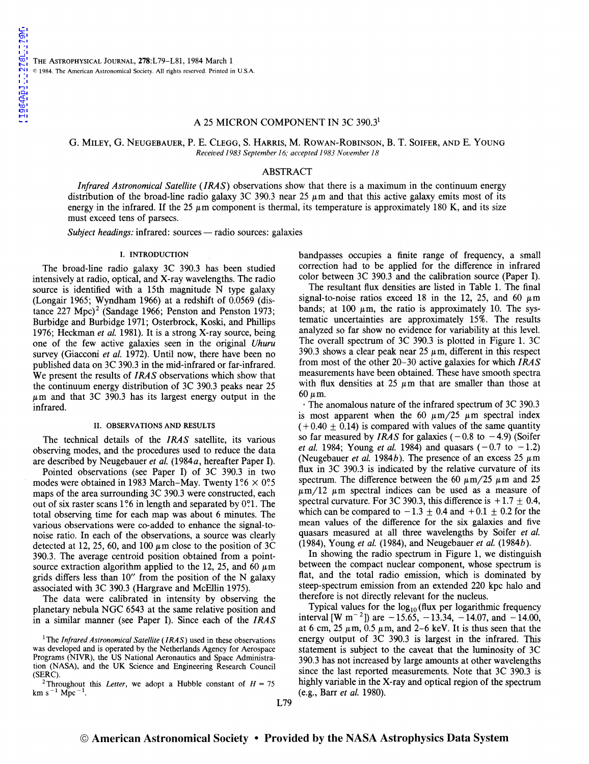# A 25 MICRON COMPONENT IN 3C 390.3[1]

G. MILEY, G. NEUGEBAUER, P. E. CLEGG, S. HARRIS, M. ROWAN-ROBINSON, B. T. SOIFER, AND E. YOUNG

*Received 1983 September 16; accepted 1983 November 18*

## ABSTRACT

*Infrared Astronomical Satellite* (*IRAS*) observations show that there is a maximum in the continuum energy distribution of the broad-line radio galaxy 3C 390.3 near 25 $\mu$m and that this active galaxy emits most of its energy in the infrared. If the 25 $\mu$m component is thermal, its temperature is approximately 180 K, and its size must exceed tens of parsecs.

*Subject headings:* infrared: sources — radio sources: galaxies

## I. INTRODUCTION

The broad-line radio galaxy 3C 390.3 has been studied intensively at radio, optical, and X-ray wavelengths. The radio source is identified with a 15th magnitude N type galaxy (Longair 1965; Wyndham 1966) at a redshift of 0.0569 (distance 227 Mpc)[2] (Sandage 1966; Penston and Penston 1973; Burbidge and Burbidge 1971; Osterbrock, Koski, and Phillips 1976; Heckman *et al.* 1981). It is a strong X-ray source, being one of the few active galaxies seen in the original *Uhuru* survey (Giacconi *et al.* 1972). Until now, there have been no published data on 3C 390.3 in the mid-infrared or far-infrared. We present the results of *IRAS* observations which show that the continuum energy distribution of 3C 390.3 peaks near 25 $\mu$m and that 3C 390.3 has its largest energy output in the infrared.

## II. OBSERVATIONS AND RESULTS

The technical details of the *IRAS* satellite, its various observing modes, and the procedures used to reduce the data are described by Neugebauer *et al.* (1984*a*, hereafter Paper I).

Pointed observations (see Paper I) of 3C 390.3 in two modes were obtained in 1983 March–May. Twenty 1°6 × 0°5 maps of the area surrounding 3C 390.3 were constructed, each out of six raster scans 1°6 in length and separated by 0°1. The total observing time for each map was about 6 minutes. The various observations were co-added to enhance the signal-to-noise ratio. In each of the observations, a source was clearly detected at 12, 25, 60, and 100 $\mu$m close to the position of 3C 390.3. The average centroid position obtained from a point-source extraction algorithm applied to the 12, 25, and 60 $\mu$m grids differs less than 10″ from the position of the N galaxy associated with 3C 390.3 (Hargrave and McEllin 1975).

The data were calibrated in intensity by observing the planetary nebula NGC 6543 at the same relative position and in a similar manner (see Paper I). Since each of the *IRAS* bandpasses occupies a finite range of frequency, a small correction had to be applied for the difference in infrared color between 3C 390.3 and the calibration source (Paper I).

The resultant flux densities are listed in Table 1. The final signal-to-noise ratios exceed 18 in the 12, 25, and 60 $\mu$m bands; at 100 $\mu$m, the ratio is approximately 10. The systematic uncertainties are approximately 15%. The results analyzed so far show no evidence for variability at this level. The overall spectrum of 3C 390.3 is plotted in Figure 1. 3C 390.3 shows a clear peak near 25 $\mu$m, different in this respect from most of the other 20–30 active galaxies for which *IRAS* measurements have been obtained. These have smooth spectra with flux densities at 25 $\mu$m that are smaller than those at 60 $\mu$m.

The anomalous nature of the infrared spectrum of 3C 390.3 is most apparent when the 60 $\mu$m/25 $\mu$m spectral index ($+0.40 \pm 0.14$) is compared with values of the same quantity so far measured by *IRAS* for galaxies ($-0.8$ to $-4.9$) (Soifer *et al.* 1984; Young *et al.* 1984) and quasars ($-0.7$ to $-1.2$) (Neugebauer *et al.* 1984*b*). The presence of an excess 25 $\mu$m flux in 3C 390.3 is indicated by the relative curvature of its spectrum. The difference between the 60 $\mu$m/25 $\mu$m and 25 $\mu$m/12 $\mu$m spectral indices can be used as a measure of spectral curvature. For 3C 390.3, this difference is $+1.7 \pm 0.4$, which can be compared to $-1.3 \pm 0.4$ and $+0.1 \pm 0.2$ for the mean values of the difference for the six galaxies and five quasars measured at all three wavelengths by Soifer *et al.* (1984), Young *et al.* (1984), and Neugebauer *et al.* (1984*b*).

In showing the radio spectrum in Figure 1, we distinguish between the compact nuclear component, whose spectrum is flat, and the total radio emission, which is dominated by steep-spectrum emission from an extended 220 kpc halo and therefore is not directly relevant for the nucleus.

Typical values for the $\log_{10}$(flux per logarithmic frequency interval [W m$^{-2}$]) are $-15.65$, $-13.34$, $-14.07$, and $-14.00$, at 6 cm, 25 $\mu$m, 0.5 $\mu$m, and 2–6 keV. It is thus seen that the energy output of 3C 390.3 is largest in the infrared. This statement is subject to the caveat that the luminosity of 3C 390.3 has not increased by large amounts at other wavelengths since the last reported measurements. Note that 3C 390.3 is highly variable in the X-ray and optical region of the spectrum (e.g., Barr *et al.* 1980).

[1] The *Infrared Astronomical Satellite* (*IRAS*) used in these observations was developed and is operated by the Netherlands Agency for Aerospace Programs (NIVR), the US National Aeronautics and Space Administration (NASA), and the UK Science and Engineering Research Council (SERC).

[2] Throughout this *Letter*, we adopt a Hubble constant of $H = 75$ km s$^{-1}$ Mpc$^{-1}$.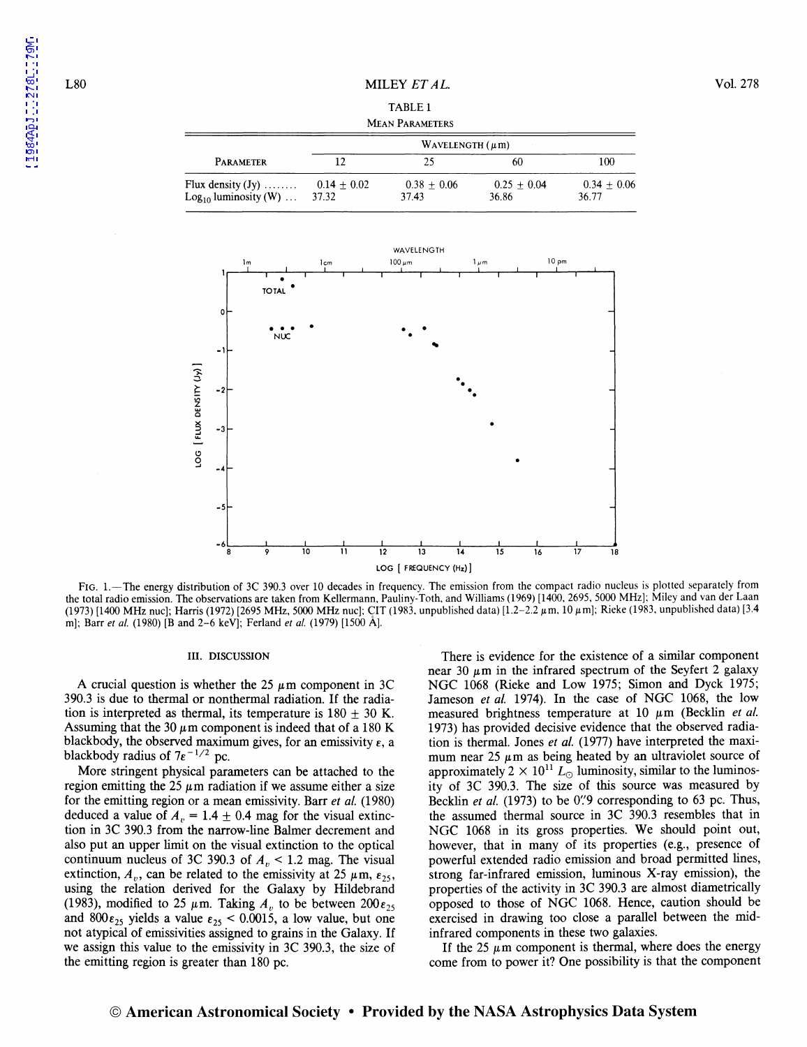TABLE 1

MEAN PARAMETERS

| PARAMETER | WAVELENGTH (μm) | | | |
|---|---|---|---|---|
| | 12 | 25 | 60 | 100 |
| Flux density (Jy) ........ | 0.14 ± 0.02 | 0.38 ± 0.06 | 0.25 ± 0.04 | 0.34 ± 0.06 |
| $\text{Log}_{10}$ luminosity (W) ... | 37.32 | 37.43 | 36.86 | 36.77 |

FIG. 1.—The energy distribution of 3C 390.3 over 10 decades in frequency. The emission from the compact radio nucleus is plotted separately from the total radio emission. The observations are taken from Kellermann, Pauliny-Toth, and Williams (1969) [1400, 2695, 5000 MHz]; Miley and van der Laan (1973) [1400 MHz nuc]; Harris (1972) [2695 MHz, 5000 MHz nuc]; CIT (1983, unpublished data) [1.2–2.2 μm, 10 μm]; Rieke (1983, unpublished data) [3.4 m]; Barr *et al.* (1980) [B and 2–6 keV]; Ferland *et al.* (1979) [1500 Å].

### III. DISCUSSION

A crucial question is whether the 25 μm component in 3C 390.3 is due to thermal or nonthermal radiation. If the radiation is interpreted as thermal, its temperature is 180 ± 30 K. Assuming that the 30 μm component is indeed that of a 180 K blackbody, the observed maximum gives, for an emissivity $\epsilon$, a blackbody radius of $7\epsilon^{-1/2}$ pc.

More stringent physical parameters can be attached to the region emitting the 25 μm radiation if we assume either a size for the emitting region or a mean emissivity. Barr *et al.* (1980) deduced a value of $A_v = 1.4 \pm 0.4$ mag for the visual extinction in 3C 390.3 from the narrow-line Balmer decrement and also put an upper limit on the visual extinction to the optical continuum nucleus of 3C 390.3 of $A_v < 1.2$ mag. The visual extinction, $A_v$, can be related to the emissivity at 25 μm, $\epsilon_{25}$, using the relation derived for the Galaxy by Hildebrand (1983), modified to 25 μm. Taking $A_v$ to be between $200\epsilon_{25}$ and $800\epsilon_{25}$ yields a value $\epsilon_{25} < 0.0015$, a low value, but one not atypical of emissivities assigned to grains in the Galaxy. If we assign this value to the emissivity in 3C 390.3, the size of the emitting region is greater than 180 pc.

There is evidence for the existence of a similar component near 30 μm in the infrared spectrum of the Seyfert 2 galaxy NGC 1068 (Rieke and Low 1975; Simon and Dyck 1975; Jameson *et al.* 1974). In the case of NGC 1068, the low measured brightness temperature at 10 μm (Becklin *et al.* 1973) has provided decisive evidence that the observed radiation is thermal. Jones *et al.* (1977) have interpreted the maximum near 25 μm as being heated by an ultraviolet source of approximately $2 \times 10^{11}\ L_\odot$ luminosity, similar to the luminosity of 3C 390.3. The size of this source was measured by Becklin *et al.* (1973) to be 0.″9 corresponding to 63 pc. Thus, the assumed thermal source in 3C 390.3 resembles that in NGC 1068 in its gross properties. We should point out, however, that in many of its properties (e.g., presence of powerful extended radio emission and broad permitted lines, strong far-infrared emission, luminous X-ray emission), the properties of the activity in 3C 390.3 are almost diametrically opposed to those of NGC 1068. Hence, caution should be exercised in drawing too close a parallel between the mid-infrared components in these two galaxies.

If the 25 μm component is thermal, where does the energy come from to power it? One possibility is that the component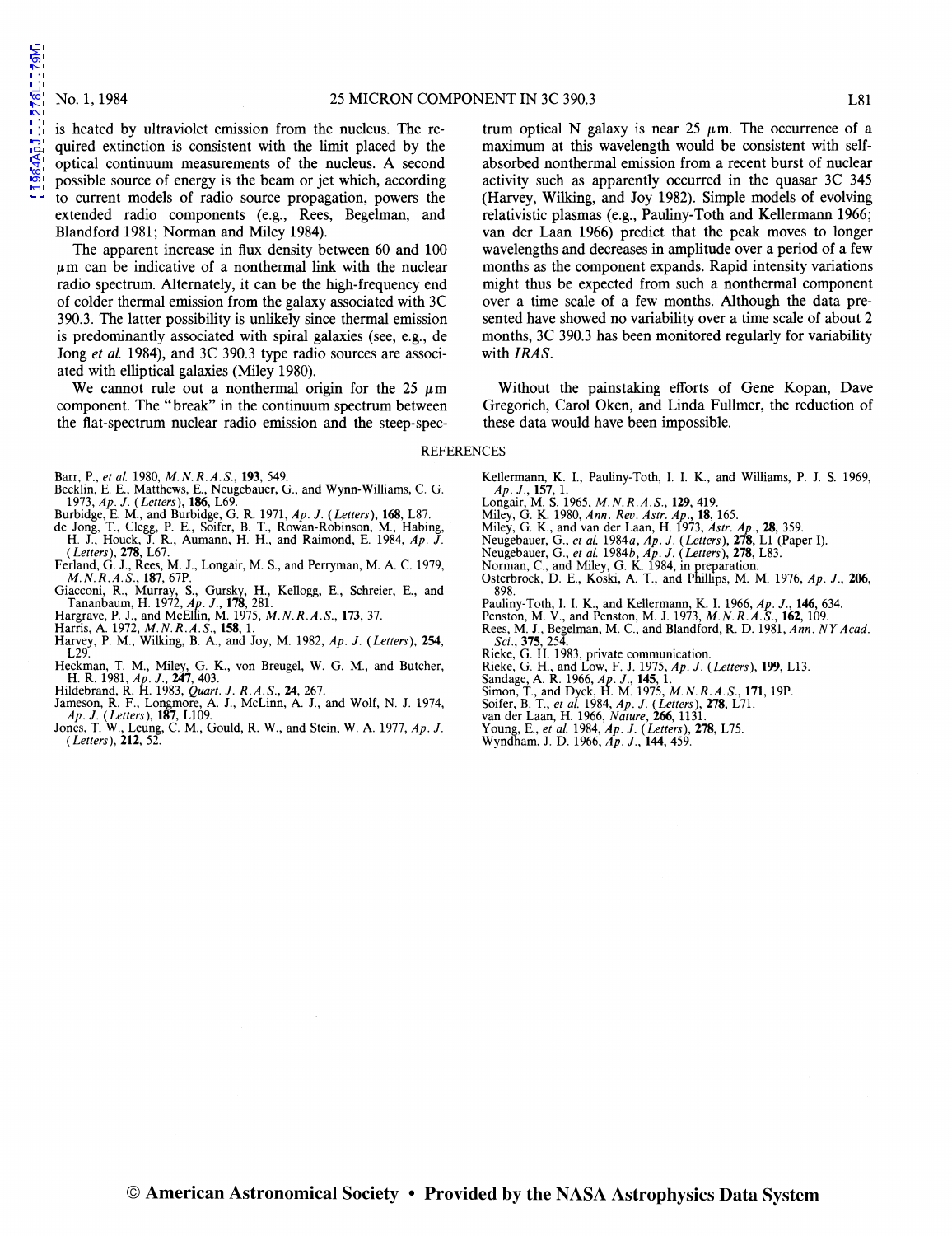is heated by ultraviolet emission from the nucleus. The required extinction is consistent with the limit placed by the optical continuum measurements of the nucleus. A second possible source of energy is the beam or jet which, according to current models of radio source propagation, powers the extended radio components (e.g., Rees, Begelman, and Blandford 1981; Norman and Miley 1984).

The apparent increase in flux density between 60 and 100 $\mu$m can be indicative of a nonthermal link with the nuclear radio spectrum. Alternately, it can be the high-frequency end of colder thermal emission from the galaxy associated with 3C 390.3. The latter possibility is unlikely since thermal emission is predominantly associated with spiral galaxies (see, e.g., de Jong *et al.* 1984), and 3C 390.3 type radio sources are associated with elliptical galaxies (Miley 1980).

We cannot rule out a nonthermal origin for the 25 $\mu$m component. The "break" in the continuum spectrum between the flat-spectrum nuclear radio emission and the steep-spectrum optical N galaxy is near 25 $\mu$m. The occurrence of a maximum at this wavelength would be consistent with self-absorbed nonthermal emission from a recent burst of nuclear activity such as apparently occurred in the quasar 3C 345 (Harvey, Wilking, and Joy 1982). Simple models of evolving relativistic plasmas (e.g., Pauliny-Toth and Kellermann 1966; van der Laan 1966) predict that the peak moves to longer wavelengths and decreases in amplitude over a period of a few months as the component expands. Rapid intensity variations might thus be expected from such a nonthermal component over a time scale of a few months. Although the data presented have showed no variability over a time scale of about 2 months, 3C 390.3 has been monitored regularly for variability with *IRAS*.

Without the painstaking efforts of Gene Kopan, Dave Gregorich, Carol Oken, and Linda Fullmer, the reduction of these data would have been impossible.

## REFERENCES

Barr, P., *et al.* 1980, *M.N.R.A.S.*, **193**, 549.
Becklin, E. E., Matthews, E., Neugebauer, G., and Wynn-Williams, C. G. 1973, *Ap. J.* (*Letters*), **186**, L69.
Burbidge, E. M., and Burbidge, G. R. 1971, *Ap. J.* (*Letters*), **168**, L87.
de Jong, T., Clegg, P. E., Soifer, B. T., Rowan-Robinson, M., Habing, H. J., Houck, J. R., Aumann, H. H., and Raimond, E. 1984, *Ap. J.* (*Letters*), **278**, L67.
Ferland, G. J., Rees, M. J., Longair, M. S., and Perryman, M. A. C. 1979, *M.N.R.A.S.*, **187**, 67P.
Giacconi, R., Murray, S., Gursky, H., Kellogg, E., Schreier, E., and Tananbaum, H. 1972, *Ap. J.*, **178**, 281.
Hargrave, P. J., and McEllin, M. 1975, *M.N.R.A.S.*, **173**, 37.
Harris, A. 1972, *M.N.R.A.S.*, **158**, 1.
Harvey, P. M., Wilking, B. A., and Joy, M. 1982, *Ap. J.* (*Letters*), **254**, L29.
Heckman, T. M., Miley, G. K., von Breugel, W. G. M., and Butcher, H. R. 1981, *Ap. J.*, **247**, 403.
Hildebrand, R. H. 1983, *Quart. J. R.A.S.*, **24**, 267.
Jameson, R. F., Longmore, A. J., McLinn, A. J., and Wolf, N. J. 1974, *Ap. J.* (*Letters*), **187**, L109.
Jones, T. W., Leung, C. M., Gould, R. W., and Stein, W. A. 1977, *Ap. J.* (*Letters*), **212**, 52.
Kellermann, K. I., Pauliny-Toth, I. I. K., and Williams, P. J. S. 1969, *Ap. J.*, **157**, 1.
Longair, M. S. 1965, *M.N.R.A.S.*, **129**, 419.
Miley, G. K. 1980, *Ann. Rev. Astr. Ap.*, **18**, 165.
Miley, G. K., and van der Laan, H. 1973, *Astr. Ap.*, **28**, 359.
Neugebauer, G., *et al.* 1984*a*, *Ap. J.* (*Letters*), **278**, L1 (Paper I).
Neugebauer, G., *et al.* 1984*b*, *Ap. J.* (*Letters*), **278**, L83.
Norman, C., and Miley, G. K. 1984, in preparation.
Osterbrock, D. E., Koski, A. T., and Phillips, M. M. 1976, *Ap. J.*, **206**, 898.
Pauliny-Toth, I. I. K., and Kellermann, K. I. 1966, *Ap. J.*, **146**, 634.
Penston, M. V., and Penston, M. J. 1973, *M.N.R.A.S.*, **162**, 109.
Rees, M. J., Begelman, M. C., and Blandford, R. D. 1981, *Ann. NY Acad. Sci.*, **375**, 254.
Rieke, G. H. 1983, private communication.
Rieke, G. H., and Low, F. J. 1975, *Ap. J.* (*Letters*), **199**, L13.
Sandage, A. R. 1966, *Ap. J.*, **145**, 1.
Simon, T., and Dyck, H. M. 1975, *M.N.R.A.S.*, **171**, 19P.
Soifer, B. T., *et al.* 1984, *Ap. J.* (*Letters*), **278**, L71.
van der Laan, H. 1966, *Nature*, **266**, 1131.
Young, E., *et al.* 1984, *Ap. J.* (*Letters*), **278**, L75.
Wyndham, J. D. 1966, *Ap. J.*, **144**, 459.